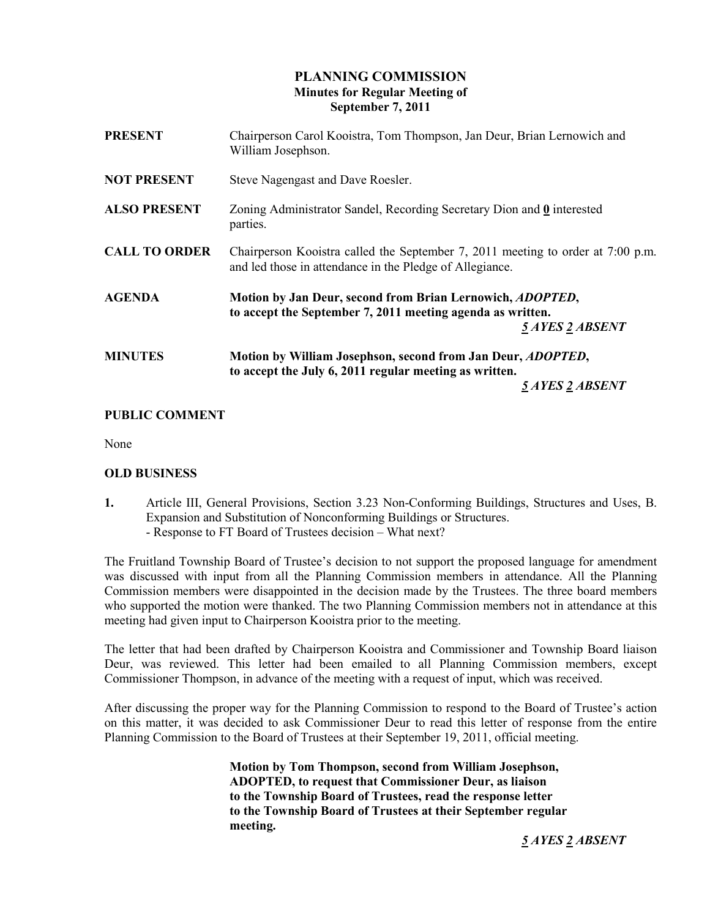# PLANNING COMMISSION
## Minutes for Regular Meeting of
## September 7, 2011

**PRESENT** Chairperson Carol Kooistra, Tom Thompson, Jan Deur, Brian Lernowich and William Josephson.

**NOT PRESENT** Steve Nagengast and Dave Roesler.

**ALSO PRESENT** Zoning Administrator Sandel, Recording Secretary Dion and **0** interested parties.

**CALL TO ORDER** Chairperson Kooistra called the September 7, 2011 meeting to order at 7:00 p.m. and led those in attendance in the Pledge of Allegiance.

**AGENDA** **Motion by Jan Deur, second from Brian Lernowich, *ADOPTED*, to accept the September 7, 2011 meeting agenda as written.**

***5 AYES 2 ABSENT***

**MINUTES** **Motion by William Josephson, second from Jan Deur, *ADOPTED*, to accept the July 6, 2011 regular meeting as written.**

***5 AYES 2 ABSENT***

**PUBLIC COMMENT**

None

**OLD BUSINESS**

**1.** Article III, General Provisions, Section 3.23 Non-Conforming Buildings, Structures and Uses, B. Expansion and Substitution of Nonconforming Buildings or Structures.
- Response to FT Board of Trustees decision – What next?

The Fruitland Township Board of Trustee's decision to not support the proposed language for amendment was discussed with input from all the Planning Commission members in attendance. All the Planning Commission members were disappointed in the decision made by the Trustees. The three board members who supported the motion were thanked. The two Planning Commission members not in attendance at this meeting had given input to Chairperson Kooistra prior to the meeting.

The letter that had been drafted by Chairperson Kooistra and Commissioner and Township Board liaison Deur, was reviewed. This letter had been emailed to all Planning Commission members, except Commissioner Thompson, in advance of the meeting with a request of input, which was received.

After discussing the proper way for the Planning Commission to respond to the Board of Trustee's action on this matter, it was decided to ask Commissioner Deur to read this letter of response from the entire Planning Commission to the Board of Trustees at their September 19, 2011, official meeting.

**Motion by Tom Thompson, second from William Josephson, ADOPTED, to request that Commissioner Deur, as liaison to the Township Board of Trustees, read the response letter to the Township Board of Trustees at their September regular meeting.**

***5 AYES 2 ABSENT***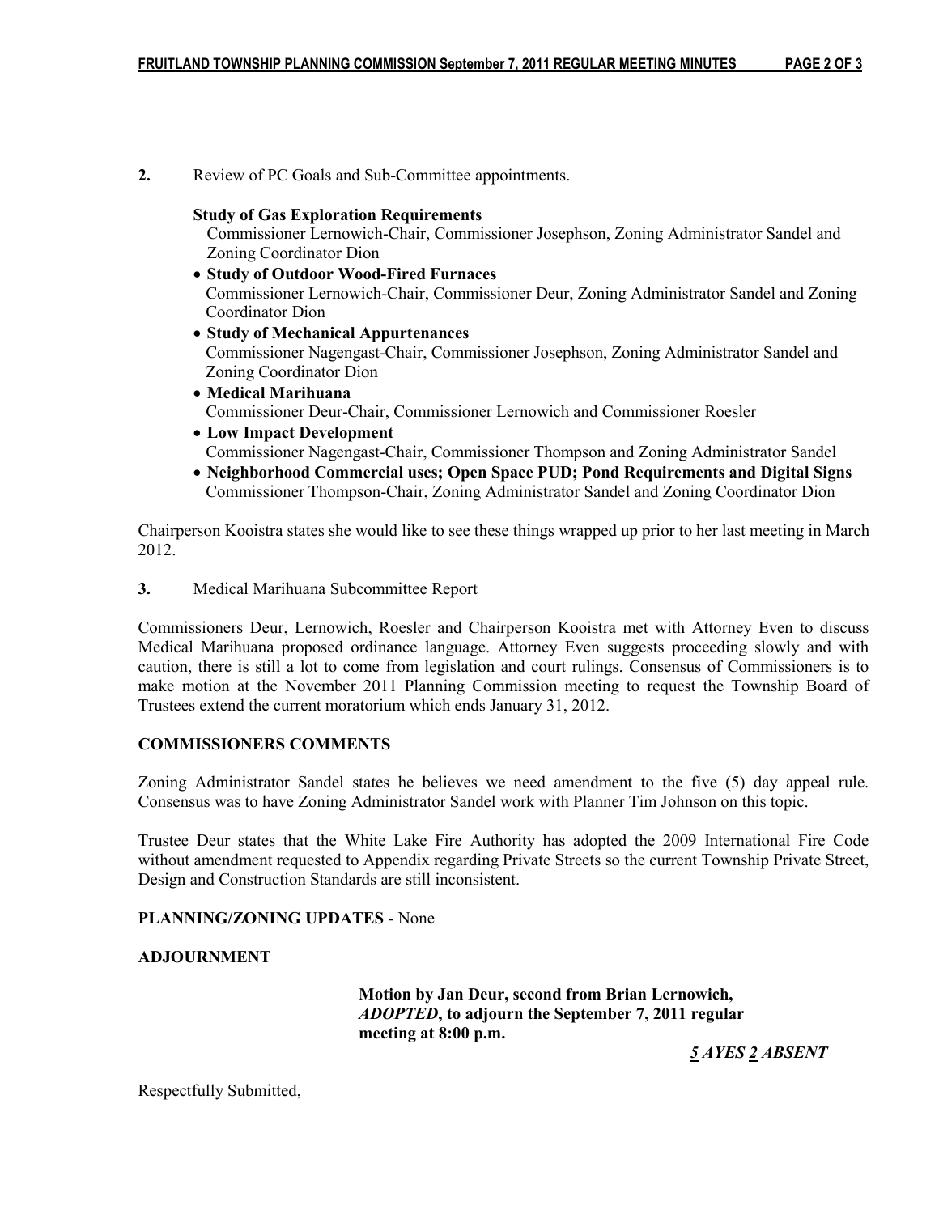**2.** Review of PC Goals and Sub-Committee appointments.

**Study of Gas Exploration Requirements**
Commissioner Lernowich-Chair, Commissioner Josephson, Zoning Administrator Sandel and Zoning Coordinator Dion

- **Study of Outdoor Wood-Fired Furnaces**
  Commissioner Lernowich-Chair, Commissioner Deur, Zoning Administrator Sandel and Zoning Coordinator Dion
- **Study of Mechanical Appurtenances**
  Commissioner Nagengast-Chair, Commissioner Josephson, Zoning Administrator Sandel and Zoning Coordinator Dion
- **Medical Marihuana**
  Commissioner Deur-Chair, Commissioner Lernowich and Commissioner Roesler
- **Low Impact Development**
  Commissioner Nagengast-Chair, Commissioner Thompson and Zoning Administrator Sandel
- **Neighborhood Commercial uses; Open Space PUD; Pond Requirements and Digital Signs**
  Commissioner Thompson-Chair, Zoning Administrator Sandel and Zoning Coordinator Dion

Chairperson Kooistra states she would like to see these things wrapped up prior to her last meeting in March 2012.

**3.** Medical Marihuana Subcommittee Report

Commissioners Deur, Lernowich, Roesler and Chairperson Kooistra met with Attorney Even to discuss Medical Marihuana proposed ordinance language. Attorney Even suggests proceeding slowly and with caution, there is still a lot to come from legislation and court rulings. Consensus of Commissioners is to make motion at the November 2011 Planning Commission meeting to request the Township Board of Trustees extend the current moratorium which ends January 31, 2012.

**COMMISSIONERS COMMENTS**

Zoning Administrator Sandel states he believes we need amendment to the five (5) day appeal rule. Consensus was to have Zoning Administrator Sandel work with Planner Tim Johnson on this topic.

Trustee Deur states that the White Lake Fire Authority has adopted the 2009 International Fire Code without amendment requested to Appendix regarding Private Streets so the current Township Private Street, Design and Construction Standards are still inconsistent.

**PLANNING/ZONING UPDATES -** None

**ADJOURNMENT**

**Motion by Jan Deur, second from Brian Lernowich, *ADOPTED*, to adjourn the September 7, 2011 regular meeting at 8:00 p.m.**

***5* AYES *2* ABSENT**

Respectfully Submitted,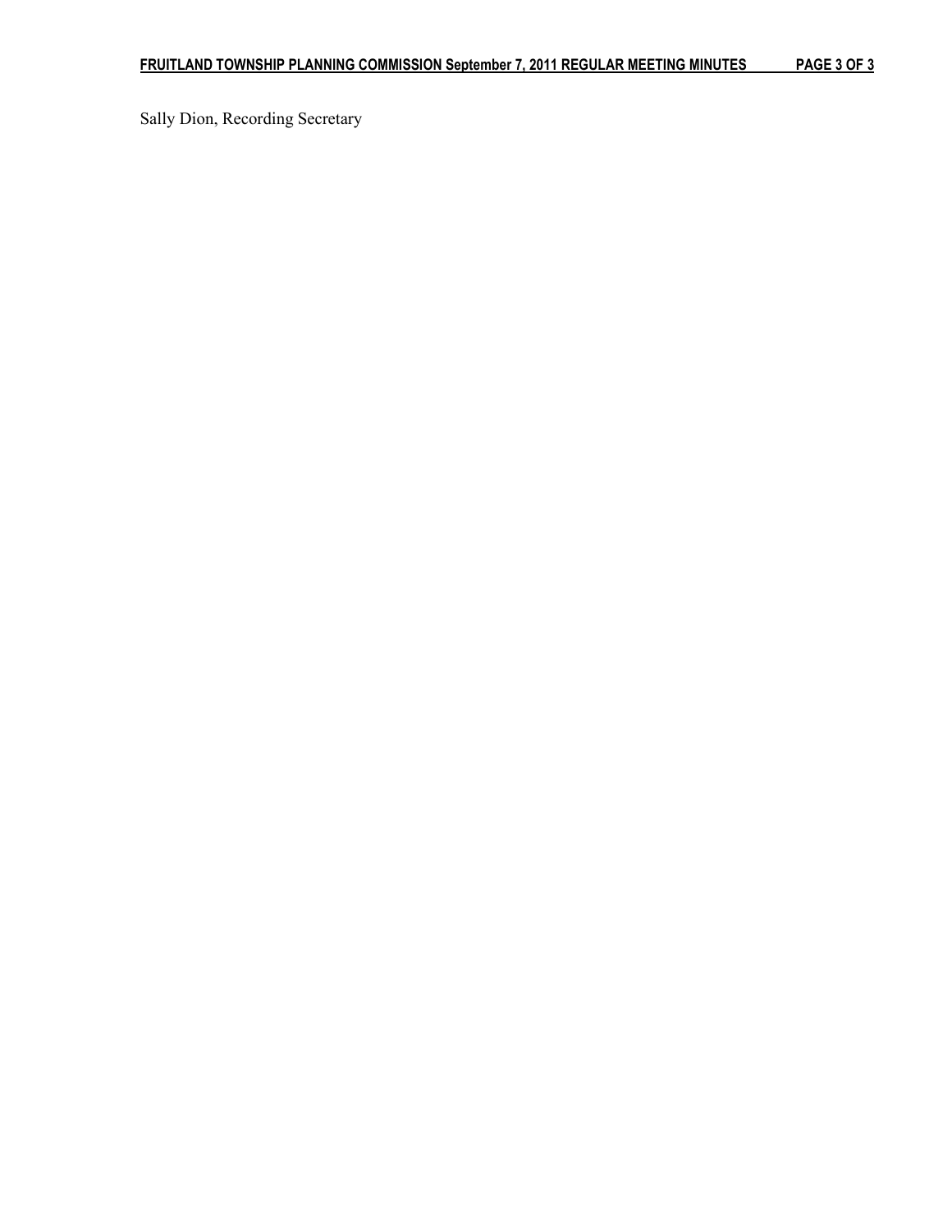Sally Dion, Recording Secretary